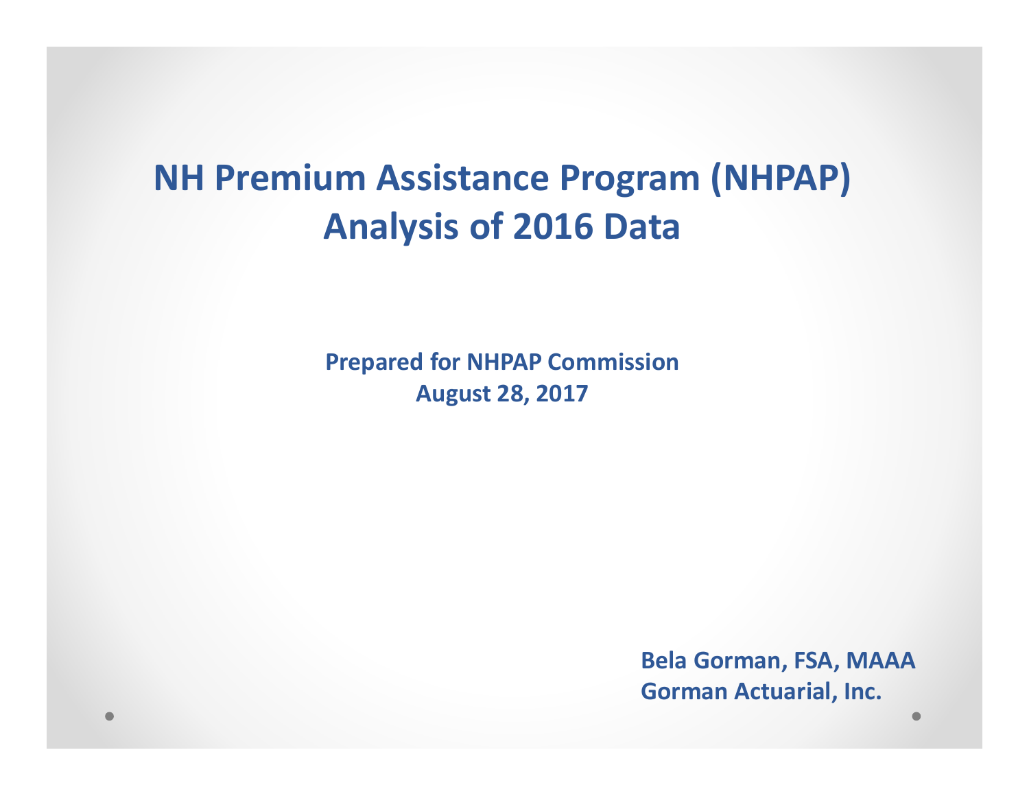# NH Premium Assistance Program (NHPAP) Analysis of 2016 Data

**Prepared for NHPAP Commission**
**August 28, 2017**

**Bela Gorman, FSA, MAAA**
**Gorman Actuarial, Inc.**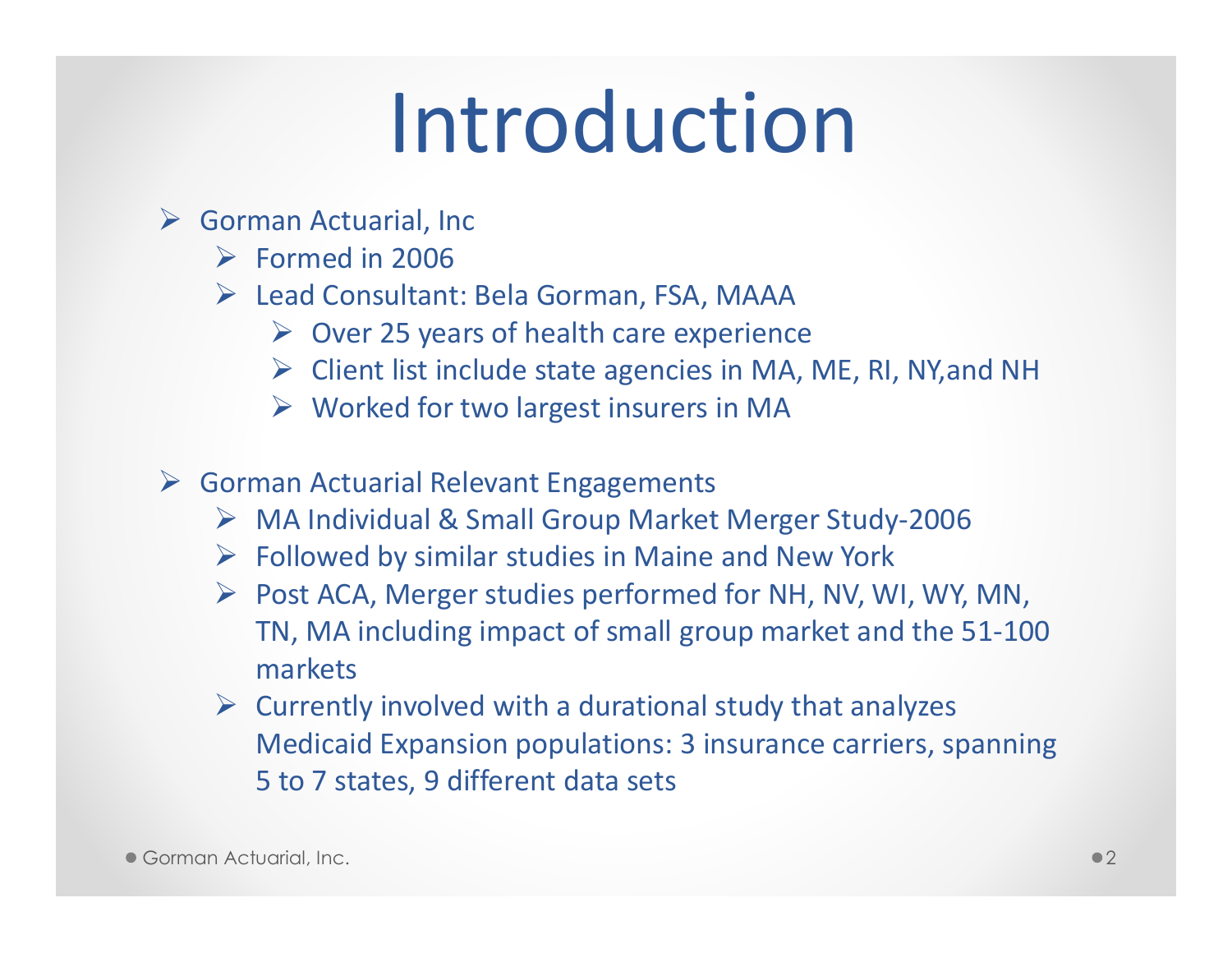# Introduction

- Gorman Actuarial, Inc
  - Formed in 2006
  - Lead Consultant: Bela Gorman, FSA, MAAA
    - Over 25 years of health care experience
    - Client list include state agencies in MA, ME, RI, NY,and NH
    - Worked for two largest insurers in MA
- Gorman Actuarial Relevant Engagements
  - MA Individual & Small Group Market Merger Study-2006
  - Followed by similar studies in Maine and New York
  - Post ACA, Merger studies performed for NH, NV, WI, WY, MN, TN, MA including impact of small group market and the 51-100 markets
  - Currently involved with a durational study that analyzes Medicaid Expansion populations: 3 insurance carriers, spanning 5 to 7 states, 9 different data sets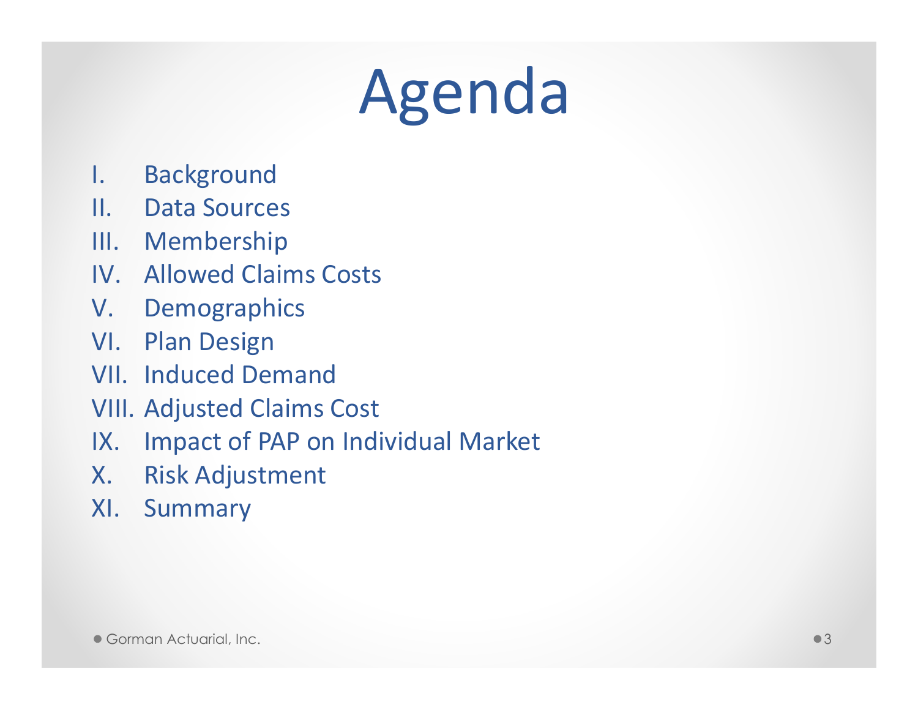# Agenda

I. Background
II. Data Sources
III. Membership
IV. Allowed Claims Costs
V. Demographics
VI. Plan Design
VII. Induced Demand
VIII. Adjusted Claims Cost
IX. Impact of PAP on Individual Market
X. Risk Adjustment
XI. Summary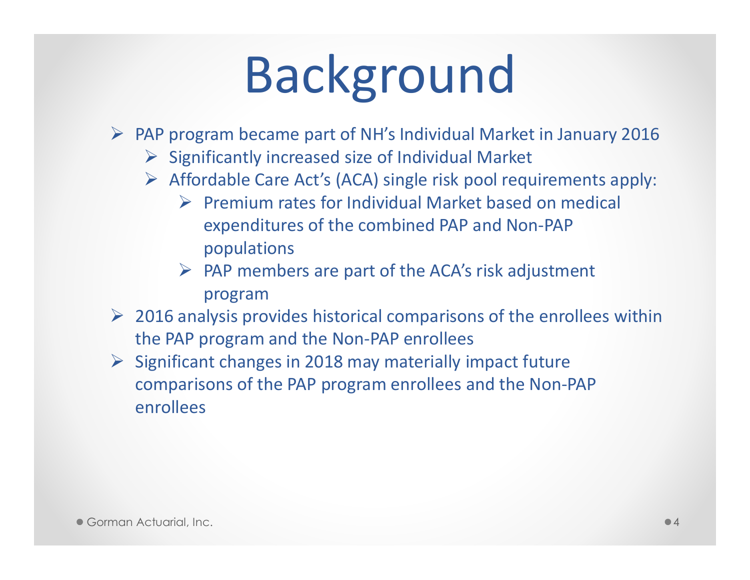# Background

- PAP program became part of NH's Individual Market in January 2016
  - Significantly increased size of Individual Market
  - Affordable Care Act's (ACA) single risk pool requirements apply:
    - Premium rates for Individual Market based on medical expenditures of the combined PAP and Non-PAP populations
    - PAP members are part of the ACA's risk adjustment program
- 2016 analysis provides historical comparisons of the enrollees within the PAP program and the Non-PAP enrollees
- Significant changes in 2018 may materially impact future comparisons of the PAP program enrollees and the Non-PAP enrollees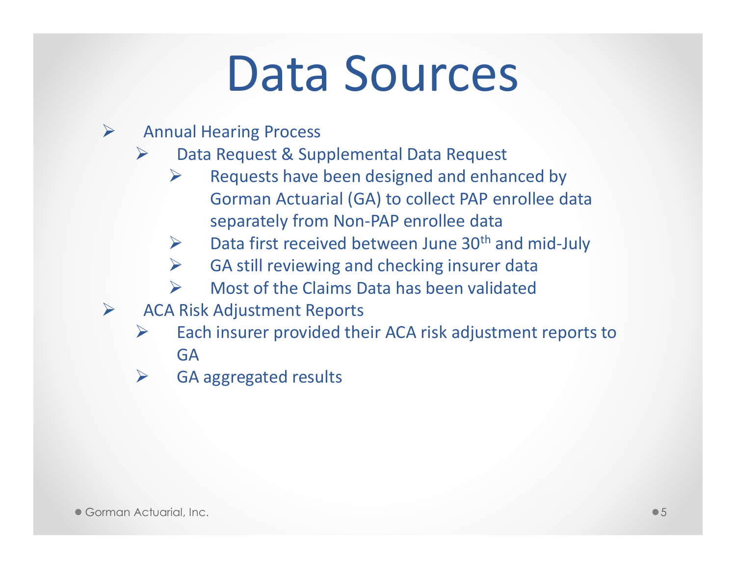# Data Sources

- Annual Hearing Process
  - Data Request & Supplemental Data Request
    - Requests have been designed and enhanced by Gorman Actuarial (GA) to collect PAP enrollee data separately from Non-PAP enrollee data
    - Data first received between June 30th and mid-July
    - GA still reviewing and checking insurer data
    - Most of the Claims Data has been validated
- ACA Risk Adjustment Reports
  - Each insurer provided their ACA risk adjustment reports to GA
  - GA aggregated results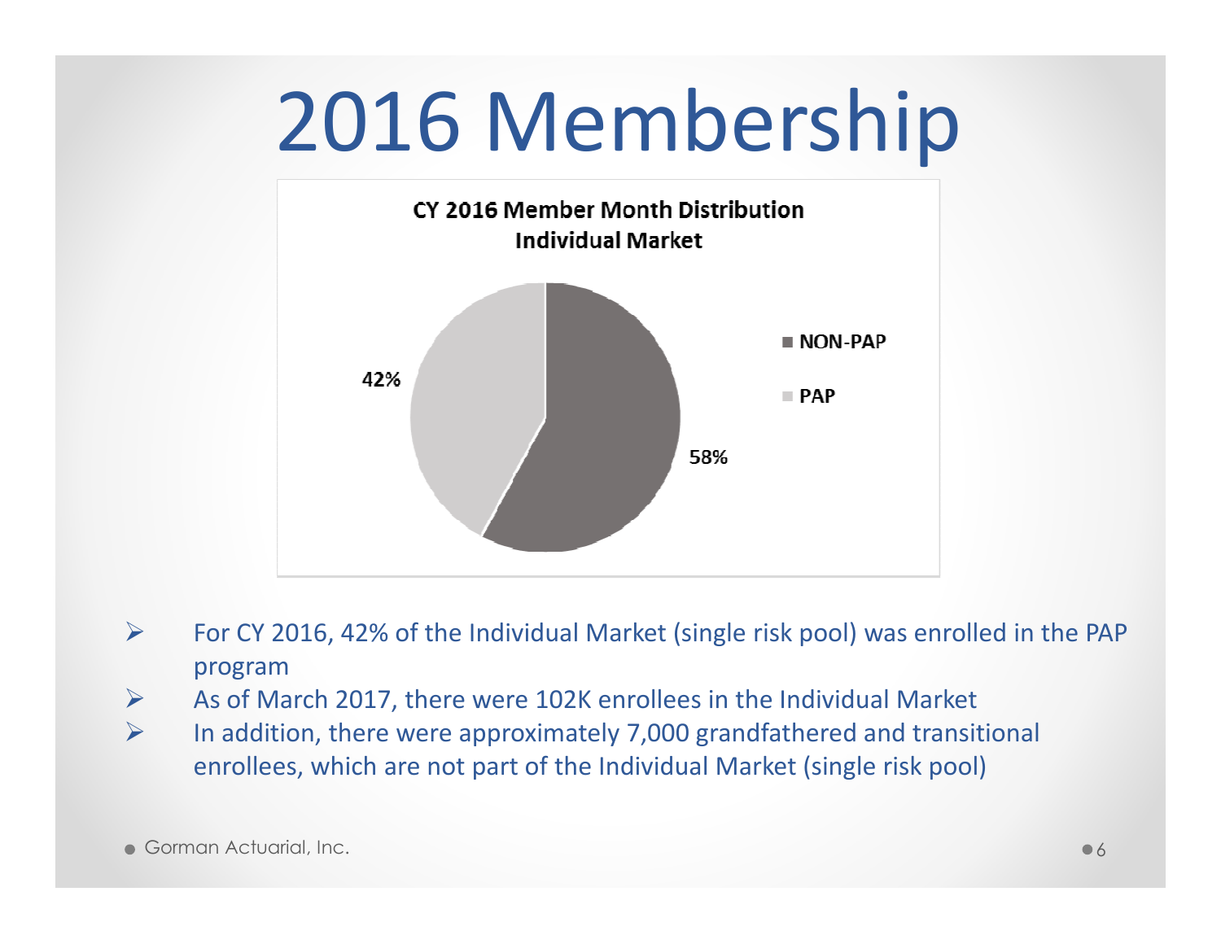# 2016 Membership

**CY 2016 Member Month Distribution**
**Individual Market**

| Category | Share |
| --- | --- |
| NON-PAP | 58% |
| PAP | 42% |

- For CY 2016, 42% of the Individual Market (single risk pool) was enrolled in the PAP program
- As of March 2017, there were 102K enrollees in the Individual Market
- In addition, there were approximately 7,000 grandfathered and transitional enrollees, which are not part of the Individual Market (single risk pool)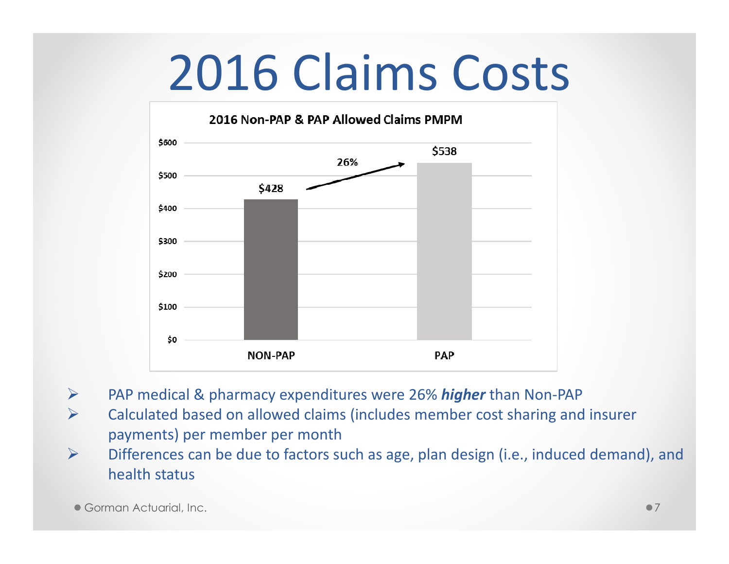# 2016 Claims Costs

**2016 Non-PAP & PAP Allowed Claims PMPM**

| | NON-PAP | PAP |
|---|---|---|
| Allowed Claims PMPM | $428 | $538 |

26%

- PAP medical & pharmacy expenditures were 26% ***higher*** than Non-PAP
- Calculated based on allowed claims (includes member cost sharing and insurer payments) per member per month
- Differences can be due to factors such as age, plan design (i.e., induced demand), and health status

Gorman Actuarial, Inc.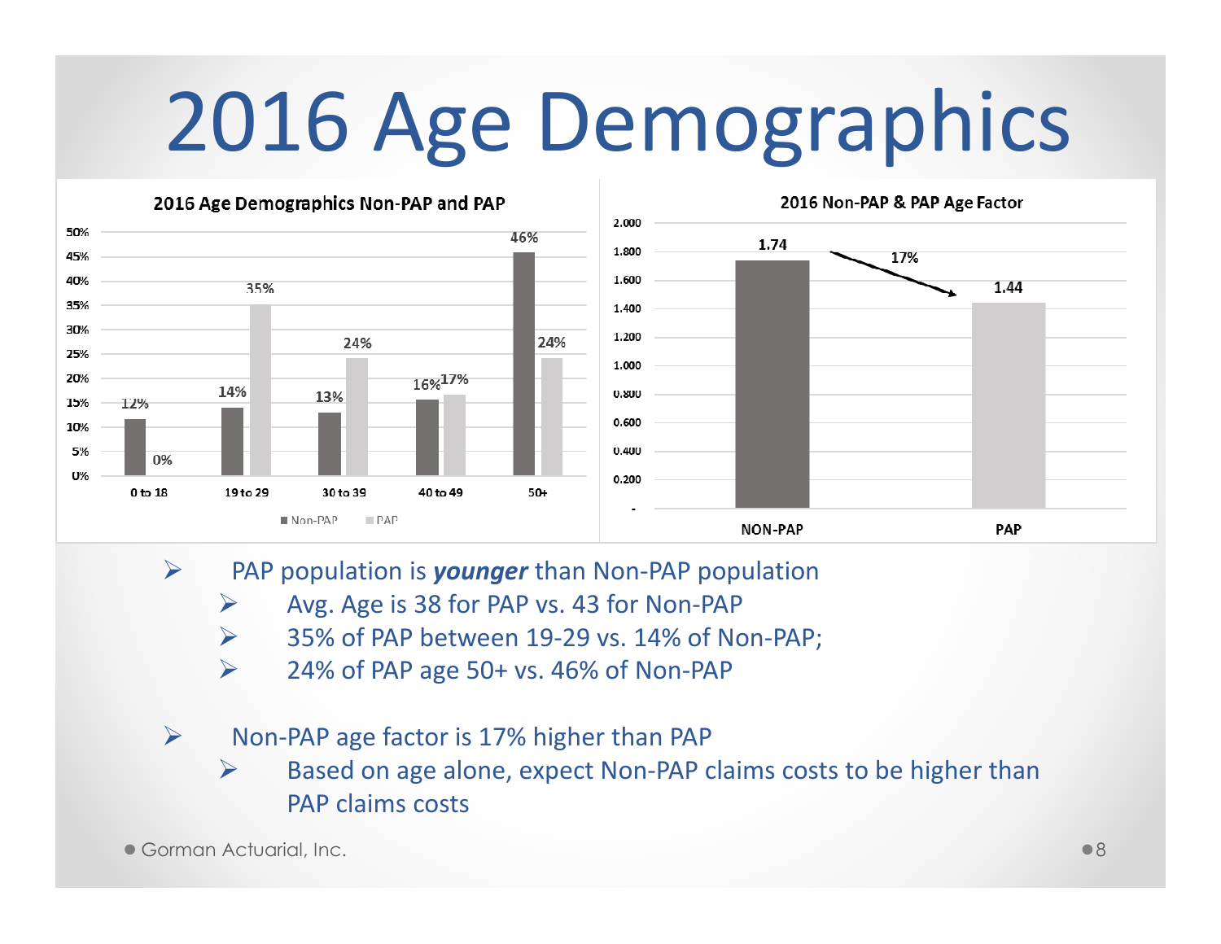# 2016 Age Demographics

**2016 Age Demographics Non-PAP and PAP**

| Age | Non-PAP | PAP |
|---|---|---|
| 0 to 18 | 12% | 0% |
| 19 to 29 | 14% | 35% |
| 30 to 39 | 13% | 24% |
| 40 to 49 | 16% | 17% |
| 50+ | 46% | 24% |

**2016 Non-PAP & PAP Age Factor**

| | Age Factor |
|---|---|
| NON-PAP | 1.74 |
| PAP | 1.44 |

17%

- PAP population is ***younger*** than Non-PAP population
  - Avg. Age is 38 for PAP vs. 43 for Non-PAP
  - 35% of PAP between 19-29 vs. 14% of Non-PAP;
  - 24% of PAP age 50+ vs. 46% of Non-PAP

- Non-PAP age factor is 17% higher than PAP
  - Based on age alone, expect Non-PAP claims costs to be higher than PAP claims costs

Gorman Actuarial, Inc.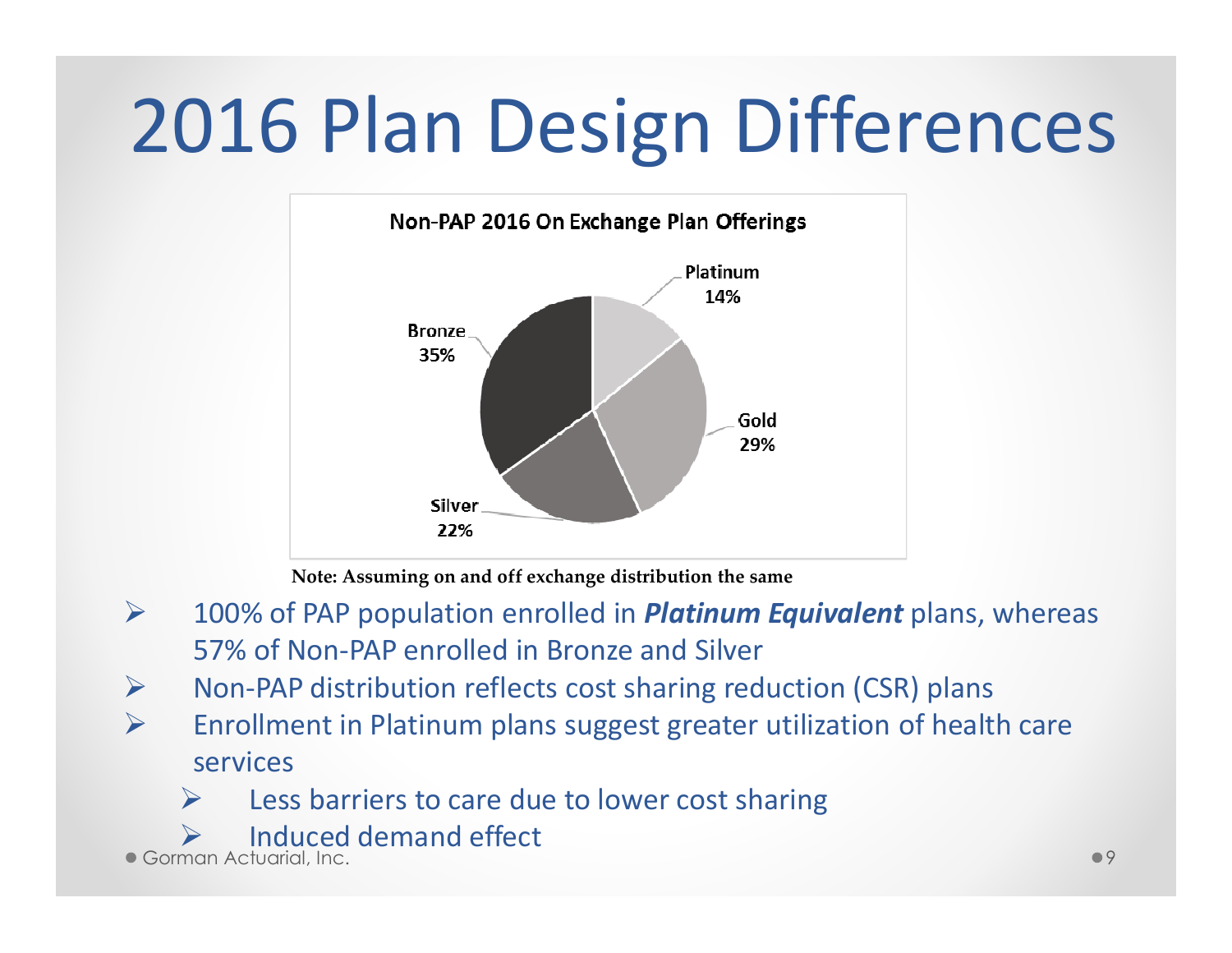# 2016 Plan Design Differences

**Non-PAP 2016 On Exchange Plan Offerings**

| Plan | Share |
|---|---|
| Platinum | 14% |
| Gold | 29% |
| Silver | 22% |
| Bronze | 35% |

**Note: Assuming on and off exchange distribution the same**

- 100% of PAP population enrolled in ***Platinum Equivalent*** plans, whereas 57% of Non-PAP enrolled in Bronze and Silver
- Non-PAP distribution reflects cost sharing reduction (CSR) plans
- Enrollment in Platinum plans suggest greater utilization of health care services
  - Less barriers to care due to lower cost sharing
  - Induced demand effect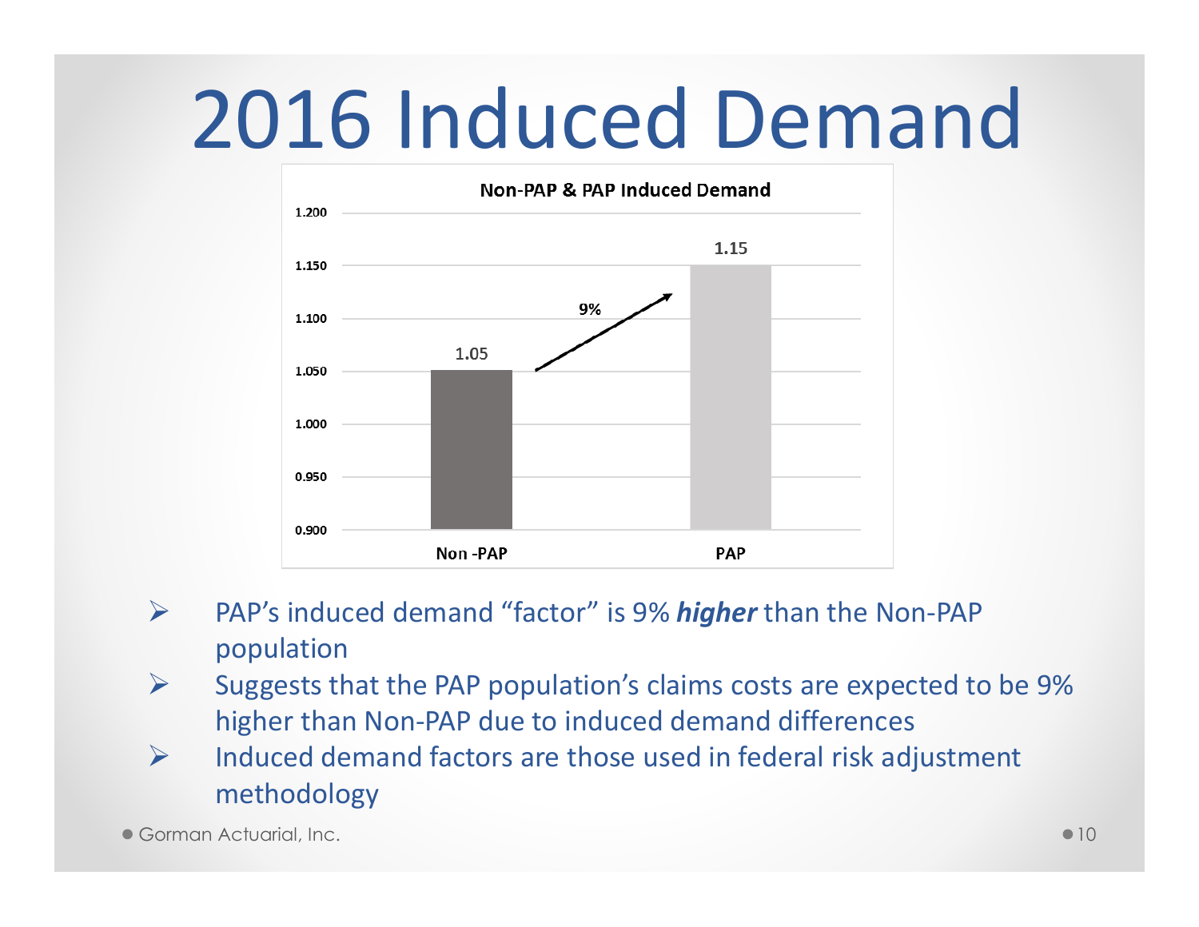# 2016 Induced Demand

**Non-PAP & PAP Induced Demand**

| | Induced Demand |
|---|---|
| Non -PAP | 1.05 |
| PAP | 1.15 |

9%

- PAP's induced demand "factor" is 9% ***higher*** than the Non-PAP population
- Suggests that the PAP population's claims costs are expected to be 9% higher than Non-PAP due to induced demand differences
- Induced demand factors are those used in federal risk adjustment methodology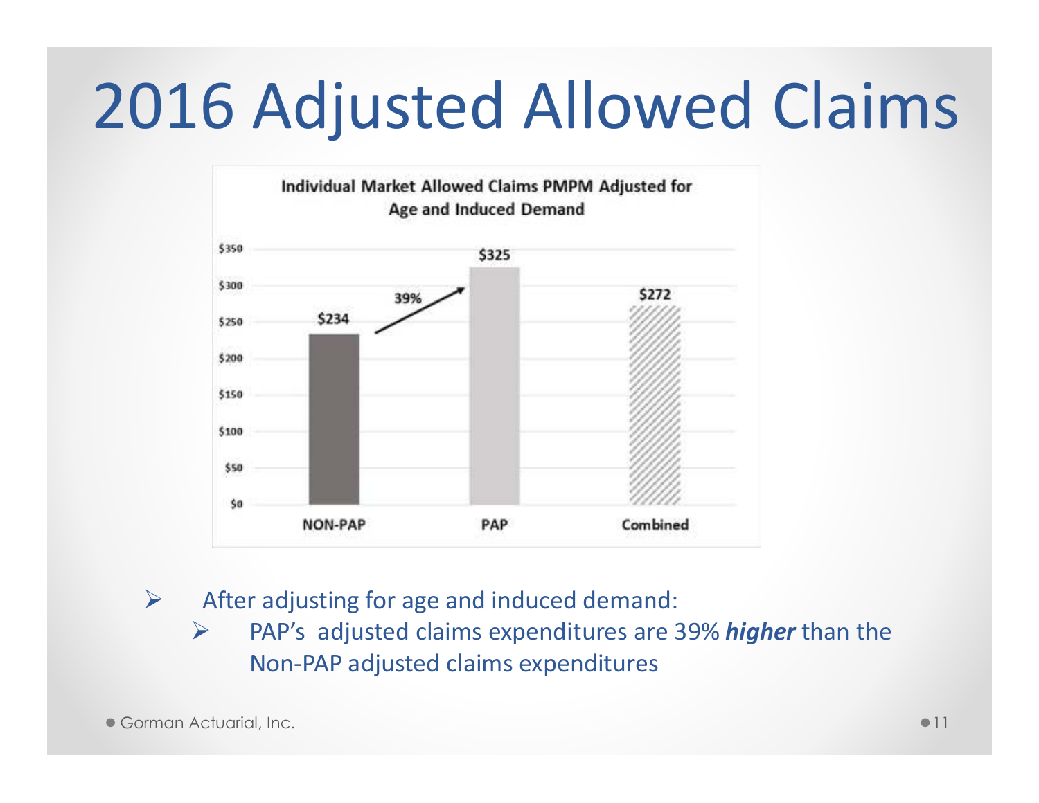# 2016 Adjusted Allowed Claims

**Individual Market Allowed Claims PMPM Adjusted for Age and Induced Demand**

| | NON-PAP | PAP | Combined |
|---|---|---|---|
| Allowed Claims PMPM | $234 | $325 | $272 |

39% (NON-PAP to PAP)

- After adjusting for age and induced demand:
  - PAP's adjusted claims expenditures are 39% ***higher*** than the Non-PAP adjusted claims expenditures

Gorman Actuarial, Inc.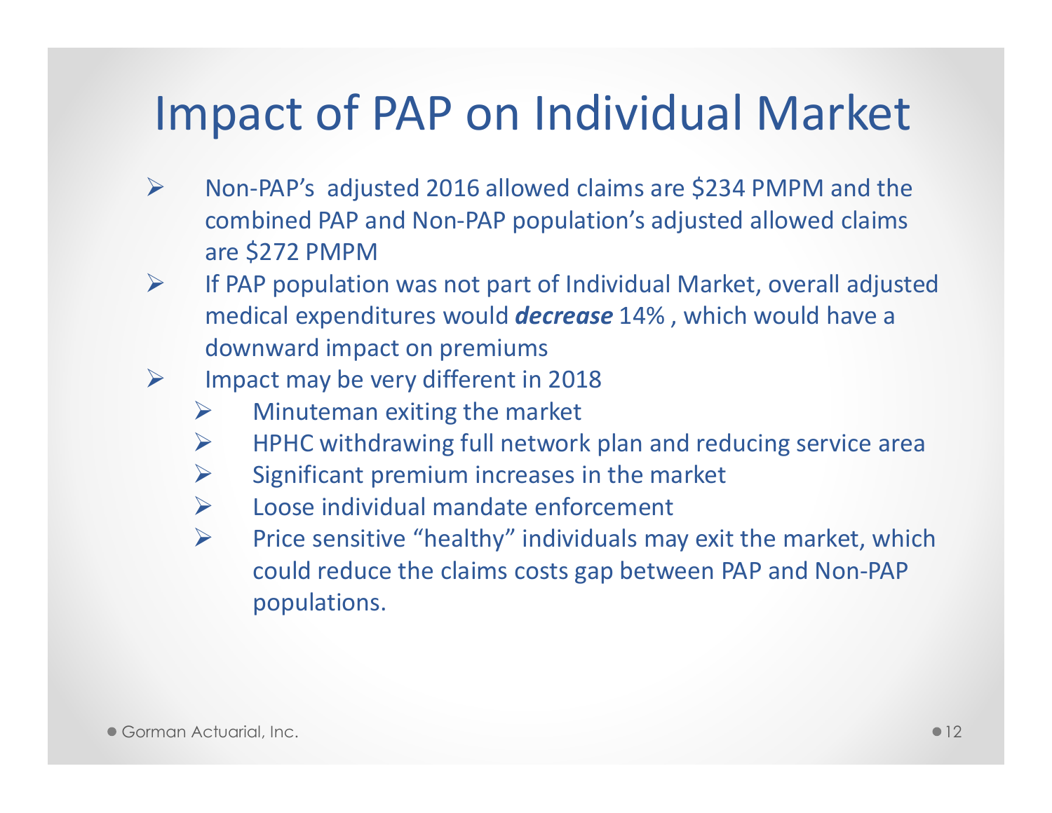# Impact of PAP on Individual Market

- Non-PAP's adjusted 2016 allowed claims are $234 PMPM and the combined PAP and Non-PAP population's adjusted allowed claims are $272 PMPM
- If PAP population was not part of Individual Market, overall adjusted medical expenditures would ***decrease*** 14% , which would have a downward impact on premiums
- Impact may be very different in 2018
  - Minuteman exiting the market
  - HPHC withdrawing full network plan and reducing service area
  - Significant premium increases in the market
  - Loose individual mandate enforcement
  - Price sensitive "healthy" individuals may exit the market, which could reduce the claims costs gap between PAP and Non-PAP populations.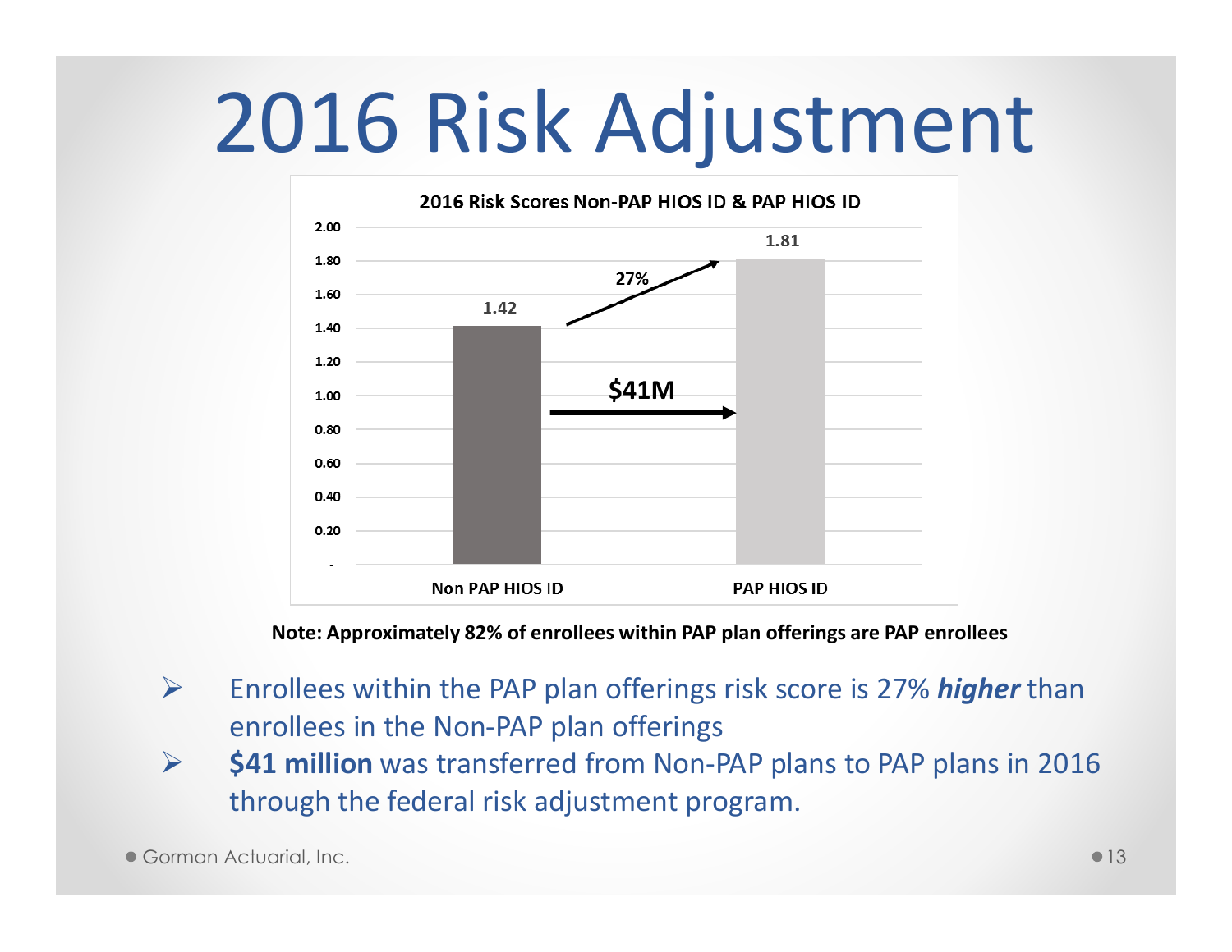# 2016 Risk Adjustment

**2016 Risk Scores Non-PAP HIOS ID & PAP HIOS ID**

| | Non PAP HIOS ID | PAP HIOS ID |
| --- | --- | --- |
| Risk Score | 1.42 | 1.81 |

27%

$41M

**Note: Approximately 82% of enrollees within PAP plan offerings are PAP enrollees**

- Enrollees within the PAP plan offerings risk score is 27% ***higher*** than enrollees in the Non-PAP plan offerings
- **$41 million** was transferred from Non-PAP plans to PAP plans in 2016 through the federal risk adjustment program.

Gorman Actuarial, Inc.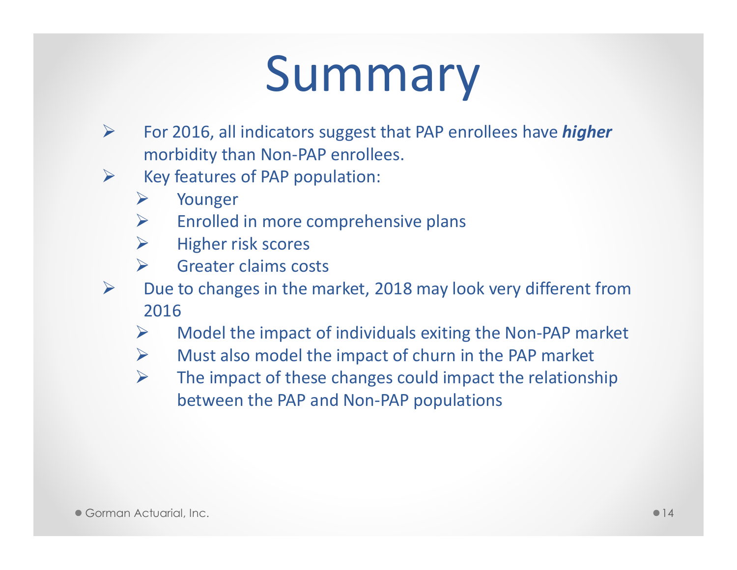# Summary

- For 2016, all indicators suggest that PAP enrollees have ***higher*** morbidity than Non-PAP enrollees.
- Key features of PAP population:
  - Younger
  - Enrolled in more comprehensive plans
  - Higher risk scores
  - Greater claims costs
- Due to changes in the market, 2018 may look very different from 2016
  - Model the impact of individuals exiting the Non-PAP market
  - Must also model the impact of churn in the PAP market
  - The impact of these changes could impact the relationship between the PAP and Non-PAP populations